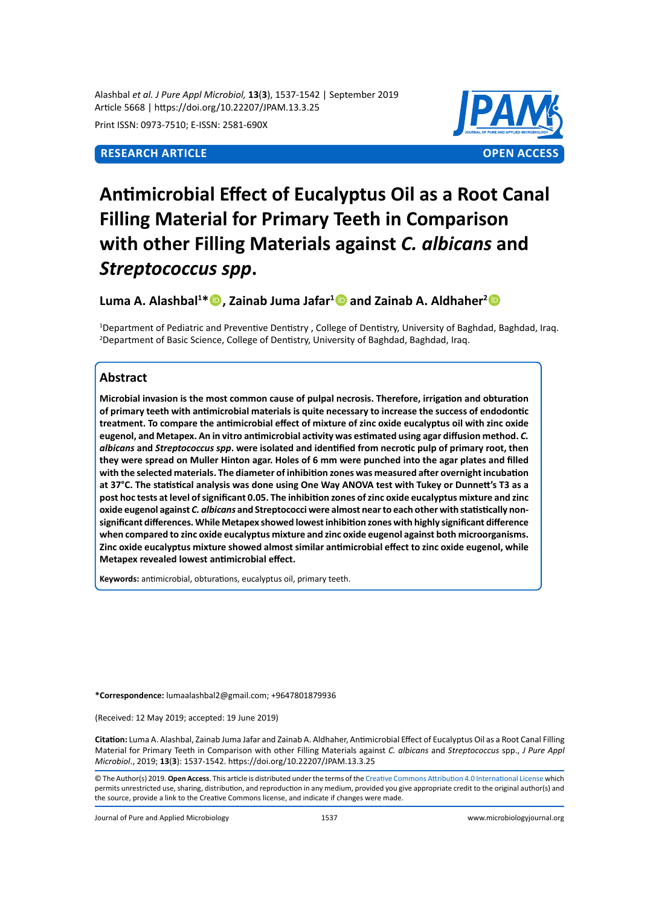RESEARCH ARTICLE

OPEN ACCESS

# Antimicrobial Effect of Eucalyptus Oil as a Root Canal Filling Material for Primary Teeth in Comparison with other Filling Materials against *C. albicans* and *Streptococcus spp*.

**Luma A. Alashbal[1]\*, Zainab Juma Jafar[1] and Zainab A. Aldhaher[2]**

[1]Department of Pediatric and Preventive Dentistry , College of Dentistry, University of Baghdad, Baghdad, Iraq.
[2]Department of Basic Science, College of Dentistry, University of Baghdad, Baghdad, Iraq.

## Abstract

**Microbial invasion is the most common cause of pulpal necrosis. Therefore, irrigation and obturation of primary teeth with antimicrobial materials is quite necessary to increase the success of endodontic treatment. To compare the antimicrobial effect of mixture of zinc oxide eucalyptus oil with zinc oxide eugenol, and Metapex. An in vitro antimicrobial activity was estimated using agar diffusion method. *C. albicans* and *Streptococcus spp*. were isolated and identified from necrotic pulp of primary root, then they were spread on Muller Hinton agar. Holes of 6 mm were punched into the agar plates and filled with the selected materials. The diameter of inhibition zones was measured after overnight incubation at 37°C. The statistical analysis was done using One Way ANOVA test with Tukey or Dunnett's T3 as a post hoc tests at level of significant 0.05. The inhibition zones of zinc oxide eucalyptus mixture and zinc oxide eugenol against *C. albicans* and Streptococci were almost near to each other with statistically non-significant differences. While Metapex showed lowest inhibition zones with highly significant difference when compared to zinc oxide eucalyptus mixture and zinc oxide eugenol against both microorganisms. Zinc oxide eucalyptus mixture showed almost similar antimicrobial effect to zinc oxide eugenol, while Metapex revealed lowest antimicrobial effect.**

**Keywords:** antimicrobial, obturations, eucalyptus oil, primary teeth.

**\*Correspondence:** lumaalashbal2@gmail.com; +9647801879936

(Received: 12 May 2019; accepted: 19 June 2019)

**Citation:** Luma A. Alashbal, Zainab Juma Jafar and Zainab A. Aldhaher, Antimicrobial Effect of Eucalyptus Oil as a Root Canal Filling Material for Primary Teeth in Comparison with other Filling Materials against *C. albicans* and *Streptococcus* spp., *J Pure Appl Microbiol*., 2019; **13**(**3**): 1537-1542. https://doi.org/10.22207/JPAM.13.3.25

© The Author(s) 2019. **Open Access**. This article is distributed under the terms of the Creative Commons Attribution 4.0 International License which permits unrestricted use, sharing, distribution, and reproduction in any medium, provided you give appropriate credit to the original author(s) and the source, provide a link to the Creative Commons license, and indicate if changes were made.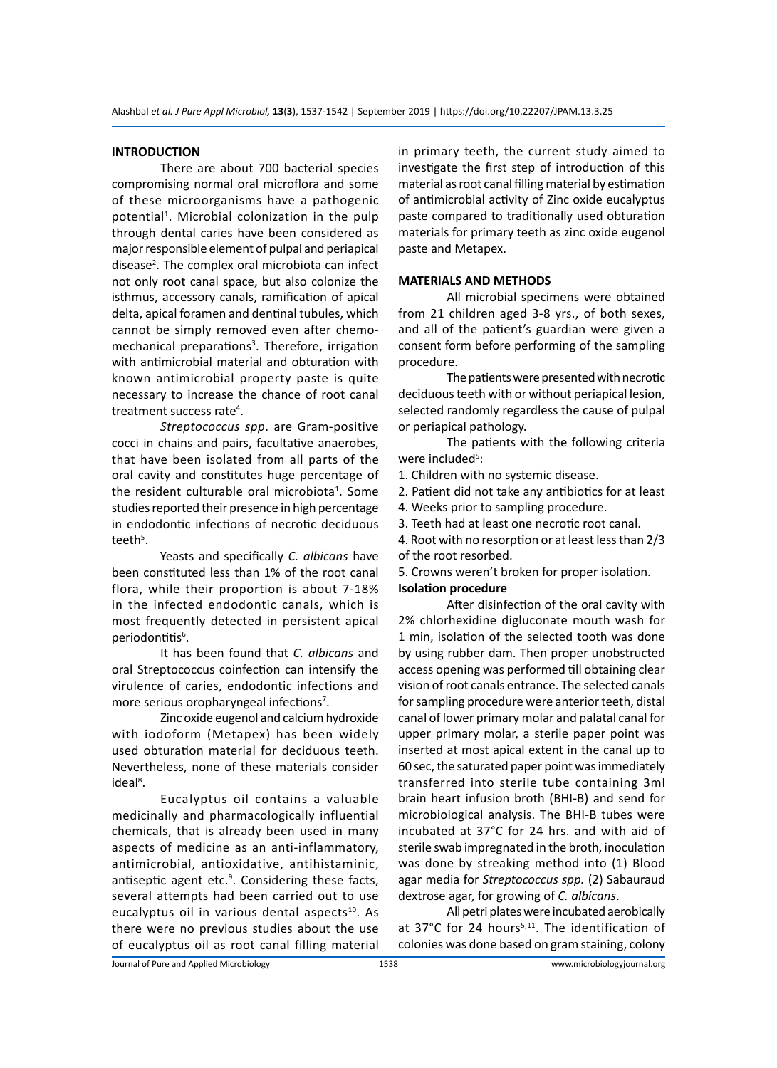## INTRODUCTION

There are about 700 bacterial species compromising normal oral microflora and some of these microorganisms have a pathogenic potential[1]. Microbial colonization in the pulp through dental caries have been considered as major responsible element of pulpal and periapical disease[2]. The complex oral microbiota can infect not only root canal space, but also colonize the isthmus, accessory canals, ramification of apical delta, apical foramen and dentinal tubules, which cannot be simply removed even after chemo-mechanical preparations[3]. Therefore, irrigation with antimicrobial material and obturation with known antimicrobial property paste is quite necessary to increase the chance of root canal treatment success rate[4].

*Streptococcus spp*. are Gram-positive cocci in chains and pairs, facultative anaerobes, that have been isolated from all parts of the oral cavity and constitutes huge percentage of the resident culturable oral microbiota[1]. Some studies reported their presence in high percentage in endodontic infections of necrotic deciduous teeth[5].

Yeasts and specifically *C. albicans* have been constituted less than 1% of the root canal flora, while their proportion is about 7-18% in the infected endodontic canals, which is most frequently detected in persistent apical periodontitis[6].

It has been found that *C. albicans* and oral Streptococcus coinfection can intensify the virulence of caries, endodontic infections and more serious oropharyngeal infections[7].

Zinc oxide eugenol and calcium hydroxide with iodoform (Metapex) has been widely used obturation material for deciduous teeth. Nevertheless, none of these materials consider ideal[8].

Eucalyptus oil contains a valuable medicinally and pharmacologically influential chemicals, that is already been used in many aspects of medicine as an anti-inflammatory, antimicrobial, antioxidative, antihistaminic, antiseptic agent etc.[9]. Considering these facts, several attempts had been carried out to use eucalyptus oil in various dental aspects[10]. As there were no previous studies about the use of eucalyptus oil as root canal filling material in primary teeth, the current study aimed to investigate the first step of introduction of this material as root canal filling material by estimation of antimicrobial activity of Zinc oxide eucalyptus paste compared to traditionally used obturation materials for primary teeth as zinc oxide eugenol paste and Metapex.

## MATERIALS AND METHODS

All microbial specimens were obtained from 21 children aged 3-8 yrs., of both sexes, and all of the patient's guardian were given a consent form before performing of the sampling procedure.

The patients were presented with necrotic deciduous teeth with or without periapical lesion, selected randomly regardless the cause of pulpal or periapical pathology.

The patients with the following criteria were included[5]:

1. Children with no systemic disease.
2. Patient did not take any antibiotics for at least
4. Weeks prior to sampling procedure.
3. Teeth had at least one necrotic root canal.
4. Root with no resorption or at least less than 2/3 of the root resorbed.
5. Crowns weren't broken for proper isolation.

### Isolation procedure

After disinfection of the oral cavity with 2% chlorhexidine digluconate mouth wash for 1 min, isolation of the selected tooth was done by using rubber dam. Then proper unobstructed access opening was performed till obtaining clear vision of root canals entrance. The selected canals for sampling procedure were anterior teeth, distal canal of lower primary molar and palatal canal for upper primary molar, a sterile paper point was inserted at most apical extent in the canal up to 60 sec, the saturated paper point was immediately transferred into sterile tube containing 3ml brain heart infusion broth (BHI-B) and send for microbiological analysis. The BHI-B tubes were incubated at 37°C for 24 hrs. and with aid of sterile swab impregnated in the broth, inoculation was done by streaking method into (1) Blood agar media for *Streptococcus spp.* (2) Sabauraud dextrose agar, for growing of *C. albicans*.

All petri plates were incubated aerobically at 37°C for 24 hours[5,11]. The identification of colonies was done based on gram staining, colony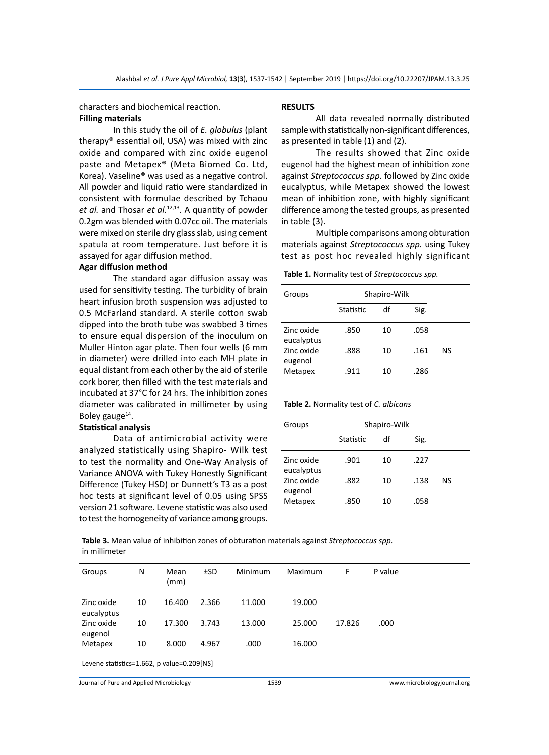characters and biochemical reaction.

**Filling materials**

In this study the oil of *E. globulus* (plant therapy® essential oil, USA) was mixed with zinc oxide and compared with zinc oxide eugenol paste and Metapex® (Meta Biomed Co. Ltd, Korea). Vaseline® was used as a negative control. All powder and liquid ratio were standardized in consistent with formulae described by Tchaou *et al.* and Thosar *et al.*[12,13]. A quantity of powder 0.2gm was blended with 0.07cc oil. The materials were mixed on sterile dry glass slab, using cement spatula at room temperature. Just before it is assayed for agar diffusion method.

**Agar diffusion method**

The standard agar diffusion assay was used for sensitivity testing. The turbidity of brain heart infusion broth suspension was adjusted to 0.5 McFarland standard. A sterile cotton swab dipped into the broth tube was swabbed 3 times to ensure equal dispersion of the inoculum on Muller Hinton agar plate. Then four wells (6 mm in diameter) were drilled into each MH plate in equal distant from each other by the aid of sterile cork borer, then filled with the test materials and incubated at 37°C for 24 hrs. The inhibition zones diameter was calibrated in millimeter by using Boley gauge[14].

**Statistical analysis**

Data of antimicrobial activity were analyzed statistically using Shapiro- Wilk test to test the normality and One-Way Analysis of Variance ANOVA with Tukey Honestly Significant Difference (Tukey HSD) or Dunnett's T3 as a post hoc tests at significant level of 0.05 using SPSS version 21 software. Levene statistic was also used to test the homogeneity of variance among groups.

## RESULTS

All data revealed normally distributed sample with statistically non-significant differences, as presented in table (1) and (2).

The results showed that Zinc oxide eugenol had the highest mean of inhibition zone against *Streptococcus spp.* followed by Zinc oxide eucalyptus, while Metapex showed the lowest mean of inhibition zone, with highly significant difference among the tested groups, as presented in table (3).

Multiple comparisons among obturation materials against *Streptococcus spp.* using Tukey test as post hoc revealed highly significant

**Table 1.** Normality test of *Streptococcus spp.*

| Groups | Shapiro-Wilk | | | |
|---|---|---|---|---|
| | Statistic | df | Sig. | |
| Zinc oxide eucalyptus | .850 | 10 | .058 | |
| Zinc oxide eugenol | .888 | 10 | .161 | NS |
| Metapex | .911 | 10 | .286 | |

**Table 2.** Normality test of *C. albicans*

| Groups | Shapiro-Wilk | | | |
|---|---|---|---|---|
| | Statistic | df | Sig. | |
| Zinc oxide eucalyptus | .901 | 10 | .227 | |
| Zinc oxide eugenol | .882 | 10 | .138 | NS |
| Metapex | .850 | 10 | .058 | |

**Table 3.** Mean value of inhibition zones of obturation materials against *Streptococcus spp.* in millimeter

| Groups | N | Mean (mm) | ±SD | Minimum | Maximum | F | P value |
|---|---|---|---|---|---|---|---|
| Zinc oxide eucalyptus | 10 | 16.400 | 2.366 | 11.000 | 19.000 | | |
| Zinc oxide eugenol | 10 | 17.300 | 3.743 | 13.000 | 25.000 | 17.826 | .000 |
| Metapex | 10 | 8.000 | 4.967 | .000 | 16.000 | | |

Levene statistics=1.662, p value=0.209[NS]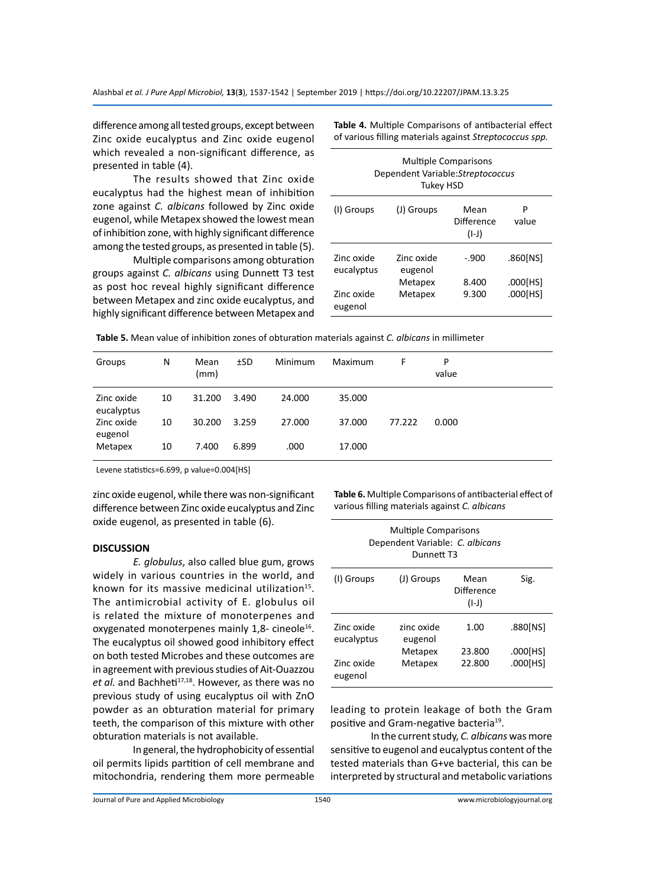difference among all tested groups, except between Zinc oxide eucalyptus and Zinc oxide eugenol which revealed a non-significant difference, as presented in table (4).

The results showed that Zinc oxide eucalyptus had the highest mean of inhibition zone against *C. albicans* followed by Zinc oxide eugenol, while Metapex showed the lowest mean of inhibition zone, with highly significant difference among the tested groups, as presented in table (5).

Multiple comparisons among obturation groups against *C. albicans* using Dunnett T3 test as post hoc reveal highly significant difference between Metapex and zinc oxide eucalyptus, and highly significant difference between Metapex and zinc oxide eugenol, while there was non-significant difference between Zinc oxide eucalyptus and Zinc oxide eugenol, as presented in table (6).

**Table 4.** Multiple Comparisons of antibacterial effect of various filling materials against *Streptococcus spp.*

Multiple Comparisons
Dependent Variable: *Streptococcus*
Tukey HSD

| (I) Groups | (J) Groups | Mean Difference (I-J) | P value |
|---|---|---|---|
| Zinc oxide eucalyptus | Zinc oxide eugenol | -.900 | .860[NS] |
| | Metapex | 8.400 | .000[HS] |
| Zinc oxide eugenol | Metapex | 9.300 | .000[HS] |

**Table 5.** Mean value of inhibition zones of obturation materials against *C. albicans* in millimeter

| Groups | N | Mean (mm) | ±SD | Minimum | Maximum | F | P value |
|---|---|---|---|---|---|---|---|
| Zinc oxide eucalyptus | 10 | 31.200 | 3.490 | 24.000 | 35.000 | | |
| Zinc oxide eugenol | 10 | 30.200 | 3.259 | 27.000 | 37.000 | 77.222 | 0.000 |
| Metapex | 10 | 7.400 | 6.899 | .000 | 17.000 | | |

Levene statistics=6.699, p value=0.004[HS]

**Table 6.** Multiple Comparisons of antibacterial effect of various filling materials against *C. albicans*

Multiple Comparisons
Dependent Variable: *C. albicans*
Dunnett T3

| (I) Groups | (J) Groups | Mean Difference (I-J) | Sig. |
|---|---|---|---|
| Zinc oxide eucalyptus | zinc oxide eugenol | 1.00 | .880[HS] |
| | Metapex | 23.800 | .000[HS] |
| Zinc oxide eugenol | Metapex | 22.800 | .000[HS] |

## DISCUSSION

*E. globulus*, also called blue gum, grows widely in various countries in the world, and known for its massive medicinal utilization[15]. The antimicrobial activity of E. globulus oil is related the mixture of monoterpenes and oxygenated monoterpenes mainly 1,8- cineole[16]. The eucalyptus oil showed good inhibitory effect on both tested Microbes and these outcomes are in agreement with previous studies of Ait-Ouazzou *et al.* and Bachheti[17,18]. However, as there was no previous study of using eucalyptus oil with ZnO powder as an obturation material for primary teeth, the comparison of this mixture with other obturation materials is not available.

In general, the hydrophobicity of essential oil permits lipids partition of cell membrane and mitochondria, rendering them more permeable leading to protein leakage of both the Gram positive and Gram-negative bacteria[19].

In the current study, *C. albicans* was more sensitive to eugenol and eucalyptus content of the tested materials than G+ve bacterial, this can be interpreted by structural and metabolic variations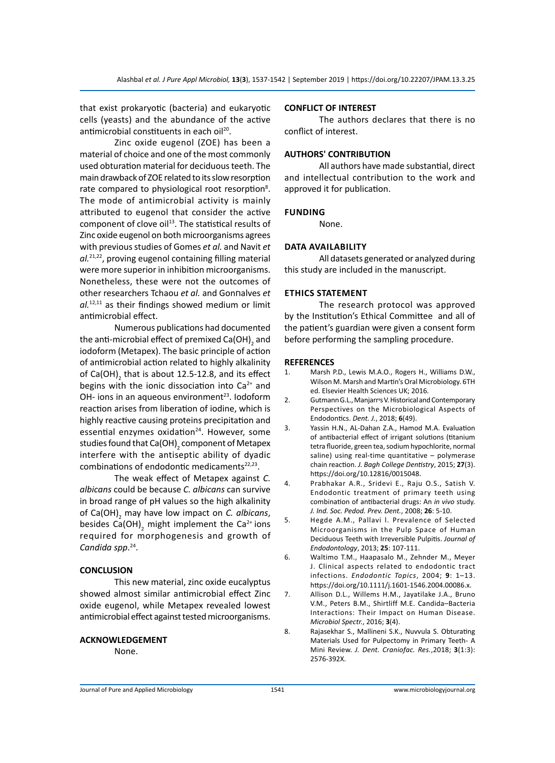that exist prokaryotic (bacteria) and eukaryotic cells (yeasts) and the abundance of the active antimicrobial constituents in each oil[20].

Zinc oxide eugenol (ZOE) has been a material of choice and one of the most commonly used obturation material for deciduous teeth. The main drawback of ZOE related to its slow resorption rate compared to physiological root resorption[8]. The mode of antimicrobial activity is mainly attributed to eugenol that consider the active component of clove oil[13]. The statistical results of Zinc oxide eugenol on both microorganisms agrees with previous studies of Gomes *et al.* and Navit *et al.*[21,22], proving eugenol containing filling material were more superior in inhibition microorganisms. Nonetheless, these were not the outcomes of other researchers Tchaou *et al.* and Gonnalves *et al.*[12,11] as their findings showed medium or limit antimicrobial effect.

Numerous publications had documented the anti-microbial effect of premixed $Ca(OH)_2$ and iodoform (Metapex). The basic principle of action of antimicrobial action related to highly alkalinity of $Ca(OH)_2$ that is about 12.5-12.8, and its effect begins with the ionic dissociation into $Ca^{2+}$ and OH- ions in an aqueous environment[23]. Iodoform reaction arises from liberation of iodine, which is highly reactive causing proteins precipitation and essential enzymes oxidation[24]. However, some studies found that $Ca(OH)_2$ component of Metapex interfere with the antiseptic ability of dyadic combinations of endodontic medicaments[22,23].

The weak effect of Metapex against *C. albicans* could be because *C. albicans* can survive in broad range of pH values so the high alkalinity of $Ca(OH)_2$ may have low impact on *C. albicans*, besides $Ca(OH)_2$ might implement the $Ca^{2+}$ ions required for morphogenesis and growth of *Candida spp*.[24].

## CONCLUSION

This new material, zinc oxide eucalyptus showed almost similar antimicrobial effect Zinc oxide eugenol, while Metapex revealed lowest antimicrobial effect against tested microorganisms.

## ACKNOWLEDGEMENT

None.

## CONFLICT OF INTEREST

The authors declares that there is no conflict of interest.

## AUTHORS' CONTRIBUTION

All authors have made substantial, direct and intellectual contribution to the work and approved it for publication.

## FUNDING

None.

## DATA AVAILABILITY

All datasets generated or analyzed during this study are included in the manuscript.

## ETHICS STATEMENT

The research protocol was approved by the Institution's Ethical Committee and all of the patient's guardian were given a consent form before performing the sampling procedure.

## REFERENCES

1. Marsh P.D., Lewis M.A.O., Rogers H., Williams D.W., Wilson M. Marsh and Martin's Oral Microbiology. 6TH ed. Elsevier Health Sciences UK; 2016.
2. Gutmann G.L., Manjarrґs V. Historical and Contemporary Perspectives on the Microbiological Aspects of Endodontics. *Dent. J.*, 2018; **6**(49).
3. Yassin H.N., AL-Dahan Z.A., Hamod M.A. Evaluation of antibacterial effect of irrigant solutions (titanium tetra fluoride, green tea, sodium hypochlorite, normal saline) using real-time quantitative – polymerase chain reaction. *J. Bagh College Dentistry*, 2015; **27**(3). https://doi.org/10.12816/0015048.
4. Prabhakar A.R., Sridevi E., Raju O.S., Satish V. Endodontic treatment of primary teeth using combination of antibacterial drugs: An *in vivo* study. *J. Ind. Soc. Pedod. Prev. Dent.*, 2008; **26**: 5-10.
5. Hegde A.M., Pallavi I. Prevalence of Selected Microorganisms in the Pulp Space of Human Deciduous Teeth with Irreversible Pulpitis. *Journal of Endodontology*, 2013; **25**: 107-111.
6. Waltimo T.M., Haapasalo M., Zehnder M., Meyer J. Clinical aspects related to endodontic tract infections. *Endodontic Topics*, 2004; **9**: 1–13. https://doi.org/10.1111/j.1601-1546.2004.00086.x.
7. Allison D.L., Willems H.M., Jayatilake J.A., Bruno V.M., Peters B.M., Shirtliff M.E. Candida–Bacteria Interactions: Their Impact on Human Disease. *Microbiol Spectr.*, 2016; **3**(4).
8. Rajasekhar S., Mallineni S.K., Nuvvula S. Obturating Materials Used for Pulpectomy in Primary Teeth- A Mini Review. *J. Dent. Craniofac. Res.*,2018; **3**(1:3): 2576-392X.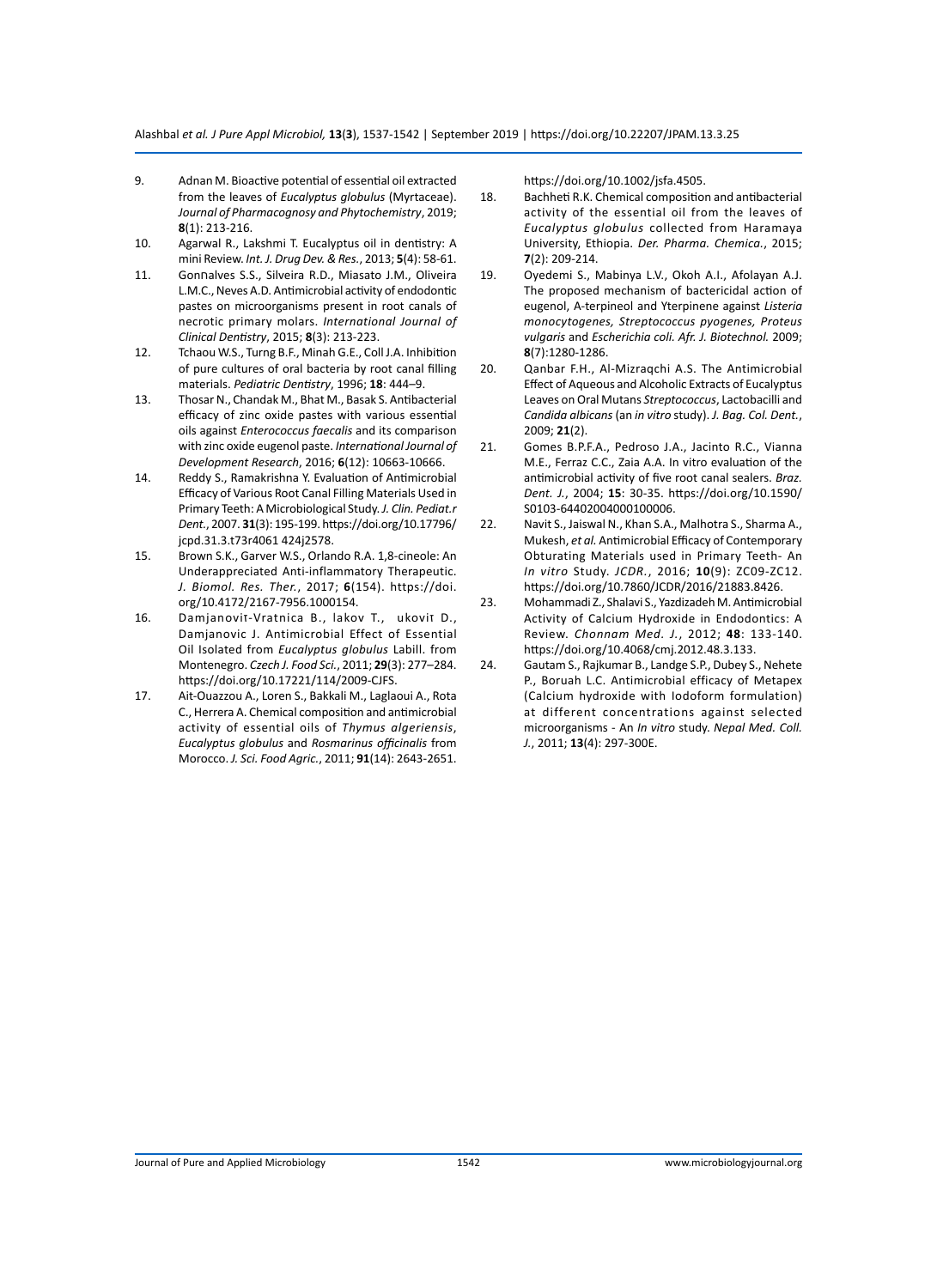9. Adnan M. Bioactive potential of essential oil extracted from the leaves of *Eucalyptus globulus* (Myrtaceae). *Journal of Pharmacognosy and Phytochemistry*, 2019; **8**(1): 213-216.
10. Agarwal R., Lakshmi T. Eucalyptus oil in dentistry: A mini Review. *Int. J. Drug Dev. & Res.*, 2013; **5**(4): 58-61.
11. Gonnalves S.S., Silveira R.D., Miasato J.M., Oliveira L.M.C., Neves A.D. Antimicrobial activity of endodontic pastes on microorganisms present in root canals of necrotic primary molars. *International Journal of Clinical Dentistry*, 2015; **8**(3): 213-223.
12. Tchaou W.S., Turng B.F., Minah G.E., Coll J.A. Inhibition of pure cultures of oral bacteria by root canal filling materials. *Pediatric Dentistry*, 1996; **18**: 444–9.
13. Thosar N., Chandak M., Bhat M., Basak S. Antibacterial efficacy of zinc oxide pastes with various essential oils against *Enterococcus faecalis* and its comparison with zinc oxide eugenol paste. *International Journal of Development Research*, 2016; **6**(12): 10663-10666.
14. Reddy S., Ramakrishna Y. Evaluation of Antimicrobial Efficacy of Various Root Canal Filling Materials Used in Primary Teeth: A Microbiological Study. *J. Clin. Pediat.r Dent.*, 2007. **31**(3): 195-199. https://doi.org/10.17796/jcpd.31.3.t73r4061 424j2578.
15. Brown S.K., Garver W.S., Orlando R.A. 1,8-cineole: An Underappreciated Anti-inflammatory Therapeutic. *J. Biomol. Res. Ther.*, 2017; **6**(154). https://doi.org/10.4172/2167-7956.1000154.
16. Damjanovit-Vratnica B., lakov T., ukovit D., Damjanovic J. Antimicrobial Effect of Essential Oil Isolated from *Eucalyptus globulus* Labill. from Montenegro. *Czech J. Food Sci.*, 2011; **29**(3): 277–284. https://doi.org/10.17221/114/2009-CJFS.
17. Ait-Ouazzou A., Loren S., Bakkali M., Laglaoui A., Rota C., Herrera A. Chemical composition and antimicrobial activity of essential oils of *Thymus algeriensis*, *Eucalyptus globulus* and *Rosmarinus officinalis* from Morocco. *J. Sci. Food Agric.*, 2011; **91**(14): 2643-2651. https://doi.org/10.1002/jsfa.4505.
18. Bachheti R.K. Chemical composition and antibacterial activity of the essential oil from the leaves of *Eucalyptus globulus* collected from Haramaya University, Ethiopia. *Der. Pharma. Chemica.*, 2015; **7**(2): 209-214.
19. Oyedemi S., Mabinya L.V., Okoh A.I., Afolayan A.J. The proposed mechanism of bactericidal action of eugenol, A-terpineol and Yterpinene against *Listeria monocytogenes, Streptococcus pyogenes, Proteus vulgaris* and *Escherichia coli. Afr. J. Biotechnol.* 2009; **8**(7):1280-1286.
20. Qanbar F.H., Al-Mizraqchi A.S. The Antimicrobial Effect of Aqueous and Alcoholic Extracts of Eucalyptus Leaves on Oral Mutans *Streptococcus*, Lactobacilli and *Candida albicans* (an *in vitro* study). *J. Bag. Col. Dent.*, 2009; **21**(2).
21. Gomes B.P.F.A., Pedroso J.A., Jacinto R.C., Vianna M.E., Ferraz C.C., Zaia A.A. In vitro evaluation of the antimicrobial activity of five root canal sealers. *Braz. Dent. J.*, 2004; **15**: 30-35. https://doi.org/10.1590/S0103-64402004000100006.
22. Navit S., Jaiswal N., Khan S.A., Malhotra S., Sharma A., Mukesh, *et al.* Antimicrobial Efficacy of Contemporary Obturating Materials used in Primary Teeth- An *In vitro* Study. *JCDR.*, 2016; **10**(9): ZC09-ZC12. https://doi.org/10.7860/JCDR/2016/21883.8426.
23. Mohammadi Z., Shalavi S., Yazdizadeh M. Antimicrobial Activity of Calcium Hydroxide in Endodontics: A Review. *Chonnam Med. J.*, 2012; **48**: 133-140. https://doi.org/10.4068/cmj.2012.48.3.133.
24. Gautam S., Rajkumar B., Landge S.P., Dubey S., Nehete P., Boruah L.C. Antimicrobial efficacy of Metapex (Calcium hydroxide with Iodoform formulation) at different concentrations against selected microorganisms - An *In vitro* study. *Nepal Med. Coll. J.*, 2011; **13**(4): 297-300E.